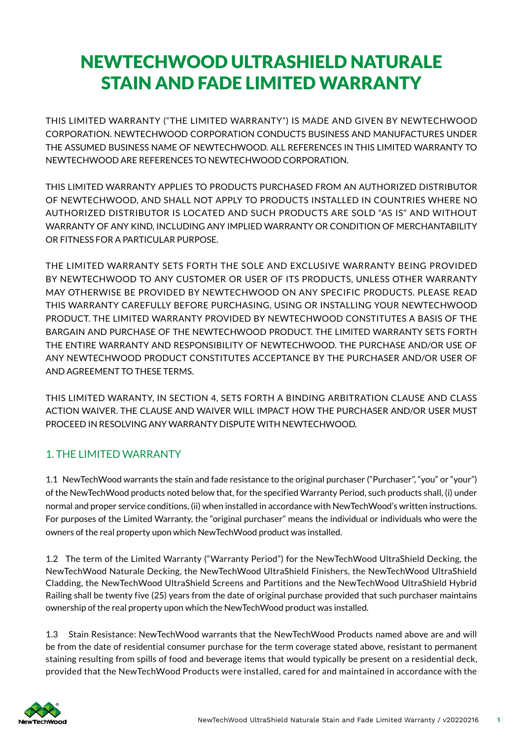# NEWTECHWOOD ULTRASHIELD NATURALE STAIN AND FADE LIMITED WARRANTY

THIS LIMITED WARRANTY ("THE LIMITED WARRANTY") IS MADE AND GIVEN BY NEWTECHWOOD CORPORATION. NEWTECHWOOD CORPORATION CONDUCTS BUSINESS AND MANUFACTURES UNDER THE ASSUMED BUSINESS NAME OF NEWTECHWOOD. ALL REFERENCES IN THIS LIMITED WARRANTY TO NEWTECHWOOD ARE REFERENCES TO NEWTECHWOOD CORPORATION.

THIS LIMITED WARRANTY APPLIES TO PRODUCTS PURCHASED FROM AN AUTHORIZED DISTRIBUTOR OF NEWTECHWOOD, AND SHALL NOT APPLY TO PRODUCTS INSTALLED IN COUNTRIES WHERE NO AUTHORIZED DISTRIBUTOR IS LOCATED AND SUCH PRODUCTS ARE SOLD "AS IS" AND WITHOUT WARRANTY OF ANY KIND, INCLUDING ANY IMPLIED WARRANTY OR CONDITION OF MERCHANTABILITY OR FITNESS FOR A PARTICULAR PURPOSE.

THE LIMITED WARRANTY SETS FORTH THE SOLE AND EXCLUSIVE WARRANTY BEING PROVIDED BY NEWTECHWOOD TO ANY CUSTOMER OR USER OF ITS PRODUCTS, UNLESS OTHER WARRANTY MAY OTHERWISE BE PROVIDED BY NEWTECHWOOD ON ANY SPECIFIC PRODUCTS. PLEASE READ THIS WARRANTY CAREFULLY BEFORE PURCHASING, USING OR INSTALLING YOUR NEWTECHWOOD PRODUCT. THE LIMITED WARRANTY PROVIDED BY NEWTECHWOOD CONSTITUTES A BASIS OF THE BARGAIN AND PURCHASE OF THE NEWTECHWOOD PRODUCT. THE LIMITED WARRANTY SETS FORTH THE ENTIRE WARRANTY AND RESPONSIBILITY OF NEWTECHWOOD. THE PURCHASE AND/OR USE OF ANY NEWTECHWOOD PRODUCT CONSTITUTES ACCEPTANCE BY THE PURCHASER AND/OR USER OF AND AGREEMENT TO THESE TERMS.

THIS LIMITED WARANTY, IN SECTION 4, SETS FORTH A BINDING ARBITRATION CLAUSE AND CLASS ACTION WAIVER. THE CLAUSE AND WAIVER WILL IMPACT HOW THE PURCHASER AND/OR USER MUST PROCEED IN RESOLVING ANY WARRANTY DISPUTE WITH NEWTECHWOOD.

## 1. THE LIMITED WARRANTY

1.1 NewTechWood warrants the stain and fade resistance to the original purchaser ("Purchaser", "you" or "your") of the NewTechWood products noted below that, for the specified Warranty Period, such products shall, (i) under normal and proper service conditions, (ii) when installed in accordance with NewTechWood's written instructions. For purposes of the Limited Warranty, the "original purchaser" means the individual or individuals who were the owners of the real property upon which NewTechWood product was installed.

1.2 The term of the Limited Warranty ("Warranty Period") for the NewTechWood UltraShield Decking, the NewTechWood Naturale Decking, the NewTechWood UltraShield Finishers, the NewTechWood UltraShield Cladding, the NewTechWood UltraShield Screens and Partitions and the NewTechWood UltraShield Hybrid Railing shall be twenty five (25) years from the date of original purchase provided that such purchaser maintains ownership of the real property upon which the NewTechWood product was installed.

1.3 Stain Resistance: NewTechWood warrants that the NewTechWood Products named above are and will be from the date of residential consumer purchase for the term coverage stated above, resistant to permanent staining resulting from spills of food and beverage items that would typically be present on a residential deck, provided that the NewTechWood Products were installed, cared for and maintained in accordance with the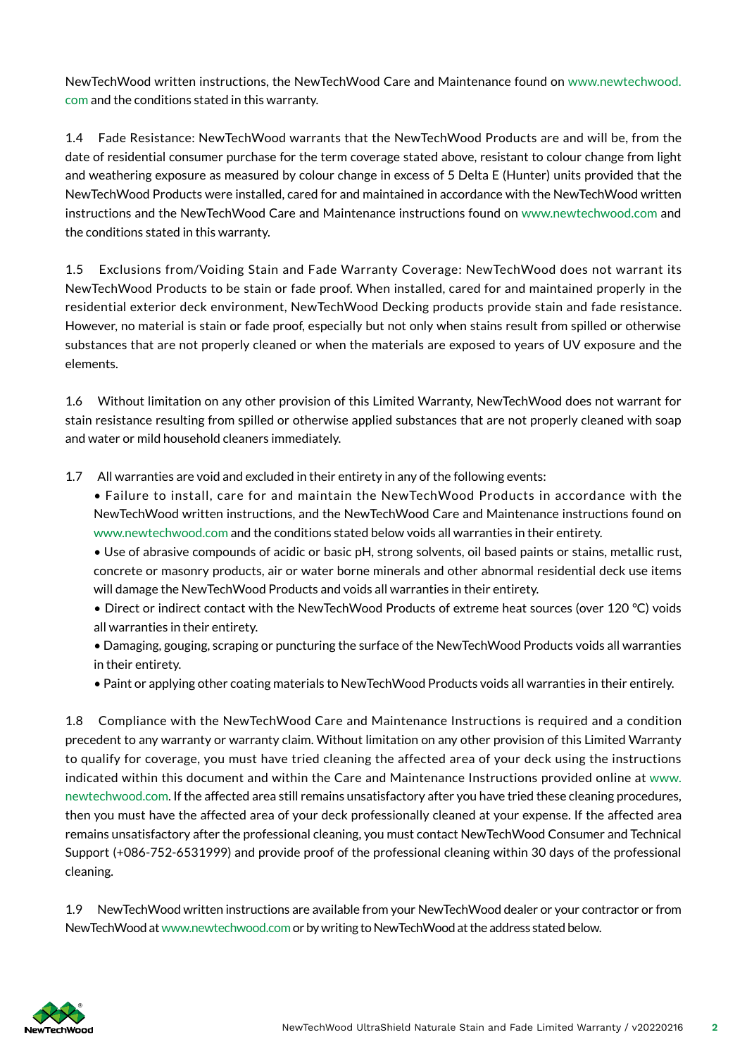NewTechWood written instructions, the NewTechWood Care and Maintenance found on www.newtechwood.com and the conditions stated in this warranty.

1.4 Fade Resistance: NewTechWood warrants that the NewTechWood Products are and will be, from the date of residential consumer purchase for the term coverage stated above, resistant to colour change from light and weathering exposure as measured by colour change in excess of 5 Delta E (Hunter) units provided that the NewTechWood Products were installed, cared for and maintained in accordance with the NewTechWood written instructions and the NewTechWood Care and Maintenance instructions found on www.newtechwood.com and the conditions stated in this warranty.

1.5 Exclusions from/Voiding Stain and Fade Warranty Coverage: NewTechWood does not warrant its NewTechWood Products to be stain or fade proof. When installed, cared for and maintained properly in the residential exterior deck environment, NewTechWood Decking products provide stain and fade resistance. However, no material is stain or fade proof, especially but not only when stains result from spilled or otherwise substances that are not properly cleaned or when the materials are exposed to years of UV exposure and the elements.

1.6 Without limitation on any other provision of this Limited Warranty, NewTechWood does not warrant for stain resistance resulting from spilled or otherwise applied substances that are not properly cleaned with soap and water or mild household cleaners immediately.

1.7 All warranties are void and excluded in their entirety in any of the following events:

- Failure to install, care for and maintain the NewTechWood Products in accordance with the NewTechWood written instructions, and the NewTechWood Care and Maintenance instructions found on www.newtechwood.com and the conditions stated below voids all warranties in their entirety.
- Use of abrasive compounds of acidic or basic pH, strong solvents, oil based paints or stains, metallic rust, concrete or masonry products, air or water borne minerals and other abnormal residential deck use items will damage the NewTechWood Products and voids all warranties in their entirety.
- Direct or indirect contact with the NewTechWood Products of extreme heat sources (over 120 °C) voids all warranties in their entirety.
- Damaging, gouging, scraping or puncturing the surface of the NewTechWood Products voids all warranties in their entirety.
- Paint or applying other coating materials to NewTechWood Products voids all warranties in their entirely.

1.8 Compliance with the NewTechWood Care and Maintenance Instructions is required and a condition precedent to any warranty or warranty claim. Without limitation on any other provision of this Limited Warranty to qualify for coverage, you must have tried cleaning the affected area of your deck using the instructions indicated within this document and within the Care and Maintenance Instructions provided online at www.newtechwood.com. If the affected area still remains unsatisfactory after you have tried these cleaning procedures, then you must have the affected area of your deck professionally cleaned at your expense. If the affected area remains unsatisfactory after the professional cleaning, you must contact NewTechWood Consumer and Technical Support (+086-752-6531999) and provide proof of the professional cleaning within 30 days of the professional cleaning.

1.9 NewTechWood written instructions are available from your NewTechWood dealer or your contractor or from NewTechWood at www.newtechwood.com or by writing to NewTechWood at the address stated below.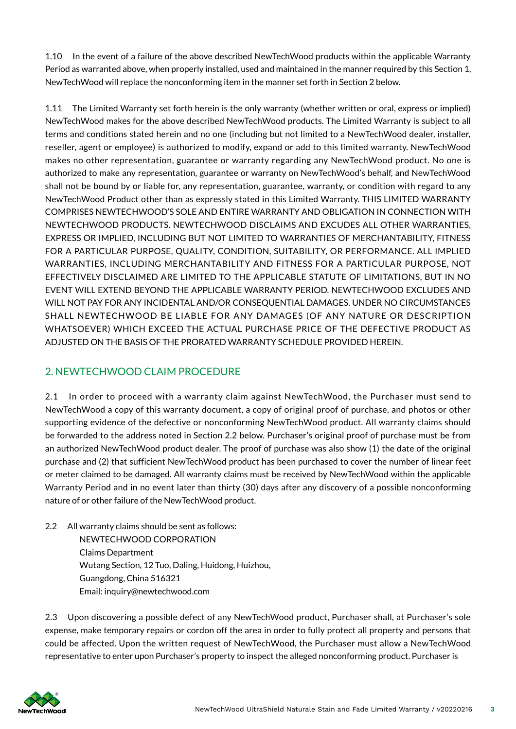1.10 In the event of a failure of the above described NewTechWood products within the applicable Warranty Period as warranted above, when properly installed, used and maintained in the manner required by this Section 1, NewTechWood will replace the nonconforming item in the manner set forth in Section 2 below.

1.11 The Limited Warranty set forth herein is the only warranty (whether written or oral, express or implied) NewTechWood makes for the above described NewTechWood products. The Limited Warranty is subject to all terms and conditions stated herein and no one (including but not limited to a NewTechWood dealer, installer, reseller, agent or employee) is authorized to modify, expand or add to this limited warranty. NewTechWood makes no other representation, guarantee or warranty regarding any NewTechWood product. No one is authorized to make any representation, guarantee or warranty on NewTechWood's behalf, and NewTechWood shall not be bound by or liable for, any representation, guarantee, warranty, or condition with regard to any NewTechWood Product other than as expressly stated in this Limited Warranty. THIS LIMITED WARRANTY COMPRISES NEWTECHWOOD'S SOLE AND ENTIRE WARRANTY AND OBLIGATION IN CONNECTION WITH NEWTECHWOOD PRODUCTS. NEWTECHWOOD DISCLAIMS AND EXCUDES ALL OTHER WARRANTIES, EXPRESS OR IMPLIED, INCLUDING BUT NOT LIMITED TO WARRANTIES OF MERCHANTABILITY, FITNESS FOR A PARTICULAR PURPOSE, QUALITY, CONDITION, SUITABILITY, OR PERFORMANCE. ALL IMPLIED WARRANTIES, INCLUDING MERCHANTABILITY AND FITNESS FOR A PARTICULAR PURPOSE, NOT EFFECTIVELY DISCLAIMED ARE LIMITED TO THE APPLICABLE STATUTE OF LIMITATIONS, BUT IN NO EVENT WILL EXTEND BEYOND THE APPLICABLE WARRANTY PERIOD. NEWTECHWOOD EXCLUDES AND WILL NOT PAY FOR ANY INCIDENTAL AND/OR CONSEQUENTIAL DAMAGES. UNDER NO CIRCUMSTANCES SHALL NEWTECHWOOD BE LIABLE FOR ANY DAMAGES (OF ANY NATURE OR DESCRIPTION WHATSOEVER) WHICH EXCEED THE ACTUAL PURCHASE PRICE OF THE DEFECTIVE PRODUCT AS ADJUSTED ON THE BASIS OF THE PRORATED WARRANTY SCHEDULE PROVIDED HEREIN.

## 2. NEWTECHWOOD CLAIM PROCEDURE

2.1 In order to proceed with a warranty claim against NewTechWood, the Purchaser must send to NewTechWood a copy of this warranty document, a copy of original proof of purchase, and photos or other supporting evidence of the defective or nonconforming NewTechWood product. All warranty claims should be forwarded to the address noted in Section 2.2 below. Purchaser's original proof of purchase must be from an authorized NewTechWood product dealer. The proof of purchase was also show (1) the date of the original purchase and (2) that sufficient NewTechWood product has been purchased to cover the number of linear feet or meter claimed to be damaged. All warranty claims must be received by NewTechWood within the applicable Warranty Period and in no event later than thirty (30) days after any discovery of a possible nonconforming nature of or other failure of the NewTechWood product.

2.2 All warranty claims should be sent as follows:

NEWTECHWOOD CORPORATION
Claims Department
Wutang Section, 12 Tuo, Daling, Huidong, Huizhou,
Guangdong, China 516321
Email: inquiry@newtechwood.com

2.3 Upon discovering a possible defect of any NewTechWood product, Purchaser shall, at Purchaser's sole expense, make temporary repairs or cordon off the area in order to fully protect all property and persons that could be affected. Upon the written request of NewTechWood, the Purchaser must allow a NewTechWood representative to enter upon Purchaser's property to inspect the alleged nonconforming product. Purchaser is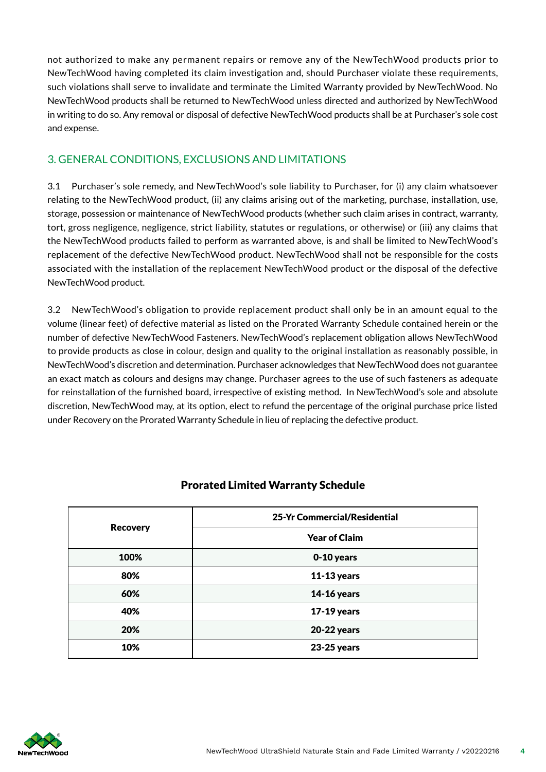not authorized to make any permanent repairs or remove any of the NewTechWood products prior to NewTechWood having completed its claim investigation and, should Purchaser violate these requirements, such violations shall serve to invalidate and terminate the Limited Warranty provided by NewTechWood. No NewTechWood products shall be returned to NewTechWood unless directed and authorized by NewTechWood in writing to do so. Any removal or disposal of defective NewTechWood products shall be at Purchaser's sole cost and expense.

## 3. GENERAL CONDITIONS, EXCLUSIONS AND LIMITATIONS

3.1 Purchaser's sole remedy, and NewTechWood's sole liability to Purchaser, for (i) any claim whatsoever relating to the NewTechWood product, (ii) any claims arising out of the marketing, purchase, installation, use, storage, possession or maintenance of NewTechWood products (whether such claim arises in contract, warranty, tort, gross negligence, negligence, strict liability, statutes or regulations, or otherwise) or (iii) any claims that the NewTechWood products failed to perform as warranted above, is and shall be limited to NewTechWood's replacement of the defective NewTechWood product. NewTechWood shall not be responsible for the costs associated with the installation of the replacement NewTechWood product or the disposal of the defective NewTechWood product.

3.2 NewTechWood's obligation to provide replacement product shall only be in an amount equal to the volume (linear feet) of defective material as listed on the Prorated Warranty Schedule contained herein or the number of defective NewTechWood Fasteners. NewTechWood's replacement obligation allows NewTechWood to provide products as close in colour, design and quality to the original installation as reasonably possible, in NewTechWood's discretion and determination. Purchaser acknowledges that NewTechWood does not guarantee an exact match as colours and designs may change. Purchaser agrees to the use of such fasteners as adequate for reinstallation of the furnished board, irrespective of existing method. In NewTechWood's sole and absolute discretion, NewTechWood may, at its option, elect to refund the percentage of the original purchase price listed under Recovery on the Prorated Warranty Schedule in lieu of replacing the defective product.

**Prorated Limited Warranty Schedule**

| Recovery | 25-Yr Commercial/Residential |
|---|---|
| | Year of Claim |
| 100% | 0-10 years |
| 80% | 11-13 years |
| 60% | 14-16 years |
| 40% | 17-19 years |
| 20% | 20-22 years |
| 10% | 23-25 years |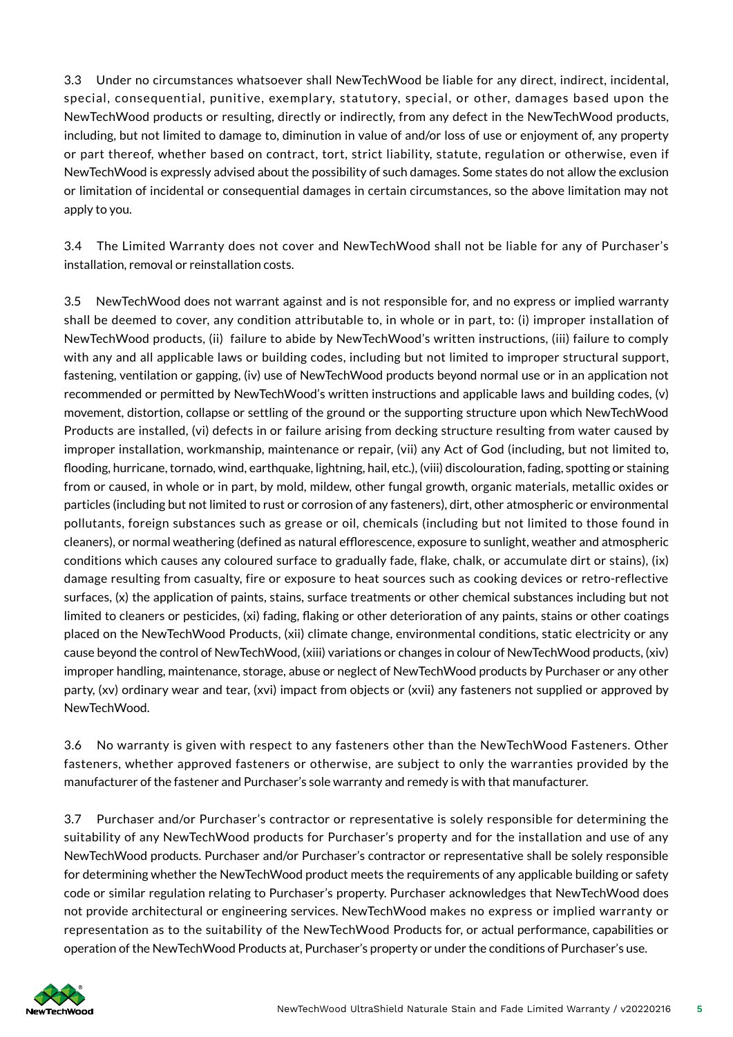3.3 Under no circumstances whatsoever shall NewTechWood be liable for any direct, indirect, incidental, special, consequential, punitive, exemplary, statutory, special, or other, damages based upon the NewTechWood products or resulting, directly or indirectly, from any defect in the NewTechWood products, including, but not limited to damage to, diminution in value of and/or loss of use or enjoyment of, any property or part thereof, whether based on contract, tort, strict liability, statute, regulation or otherwise, even if NewTechWood is expressly advised about the possibility of such damages. Some states do not allow the exclusion or limitation of incidental or consequential damages in certain circumstances, so the above limitation may not apply to you.

3.4 The Limited Warranty does not cover and NewTechWood shall not be liable for any of Purchaser's installation, removal or reinstallation costs.

3.5 NewTechWood does not warrant against and is not responsible for, and no express or implied warranty shall be deemed to cover, any condition attributable to, in whole or in part, to: (i) improper installation of NewTechWood products, (ii) failure to abide by NewTechWood's written instructions, (iii) failure to comply with any and all applicable laws or building codes, including but not limited to improper structural support, fastening, ventilation or gapping, (iv) use of NewTechWood products beyond normal use or in an application not recommended or permitted by NewTechWood's written instructions and applicable laws and building codes, (v) movement, distortion, collapse or settling of the ground or the supporting structure upon which NewTechWood Products are installed, (vi) defects in or failure arising from decking structure resulting from water caused by improper installation, workmanship, maintenance or repair, (vii) any Act of God (including, but not limited to, flooding, hurricane, tornado, wind, earthquake, lightning, hail, etc.), (viii) discolouration, fading, spotting or staining from or caused, in whole or in part, by mold, mildew, other fungal growth, organic materials, metallic oxides or particles (including but not limited to rust or corrosion of any fasteners), dirt, other atmospheric or environmental pollutants, foreign substances such as grease or oil, chemicals (including but not limited to those found in cleaners), or normal weathering (defined as natural efflorescence, exposure to sunlight, weather and atmospheric conditions which causes any coloured surface to gradually fade, flake, chalk, or accumulate dirt or stains), (ix) damage resulting from casualty, fire or exposure to heat sources such as cooking devices or retro-reflective surfaces, (x) the application of paints, stains, surface treatments or other chemical substances including but not limited to cleaners or pesticides, (xi) fading, flaking or other deterioration of any paints, stains or other coatings placed on the NewTechWood Products, (xii) climate change, environmental conditions, static electricity or any cause beyond the control of NewTechWood, (xiii) variations or changes in colour of NewTechWood products, (xiv) improper handling, maintenance, storage, abuse or neglect of NewTechWood products by Purchaser or any other party, (xv) ordinary wear and tear, (xvi) impact from objects or (xvii) any fasteners not supplied or approved by NewTechWood.

3.6 No warranty is given with respect to any fasteners other than the NewTechWood Fasteners. Other fasteners, whether approved fasteners or otherwise, are subject to only the warranties provided by the manufacturer of the fastener and Purchaser's sole warranty and remedy is with that manufacturer.

3.7 Purchaser and/or Purchaser's contractor or representative is solely responsible for determining the suitability of any NewTechWood products for Purchaser's property and for the installation and use of any NewTechWood products. Purchaser and/or Purchaser's contractor or representative shall be solely responsible for determining whether the NewTechWood product meets the requirements of any applicable building or safety code or similar regulation relating to Purchaser's property. Purchaser acknowledges that NewTechWood does not provide architectural or engineering services. NewTechWood makes no express or implied warranty or representation as to the suitability of the NewTechWood Products for, or actual performance, capabilities or operation of the NewTechWood Products at, Purchaser's property or under the conditions of Purchaser's use.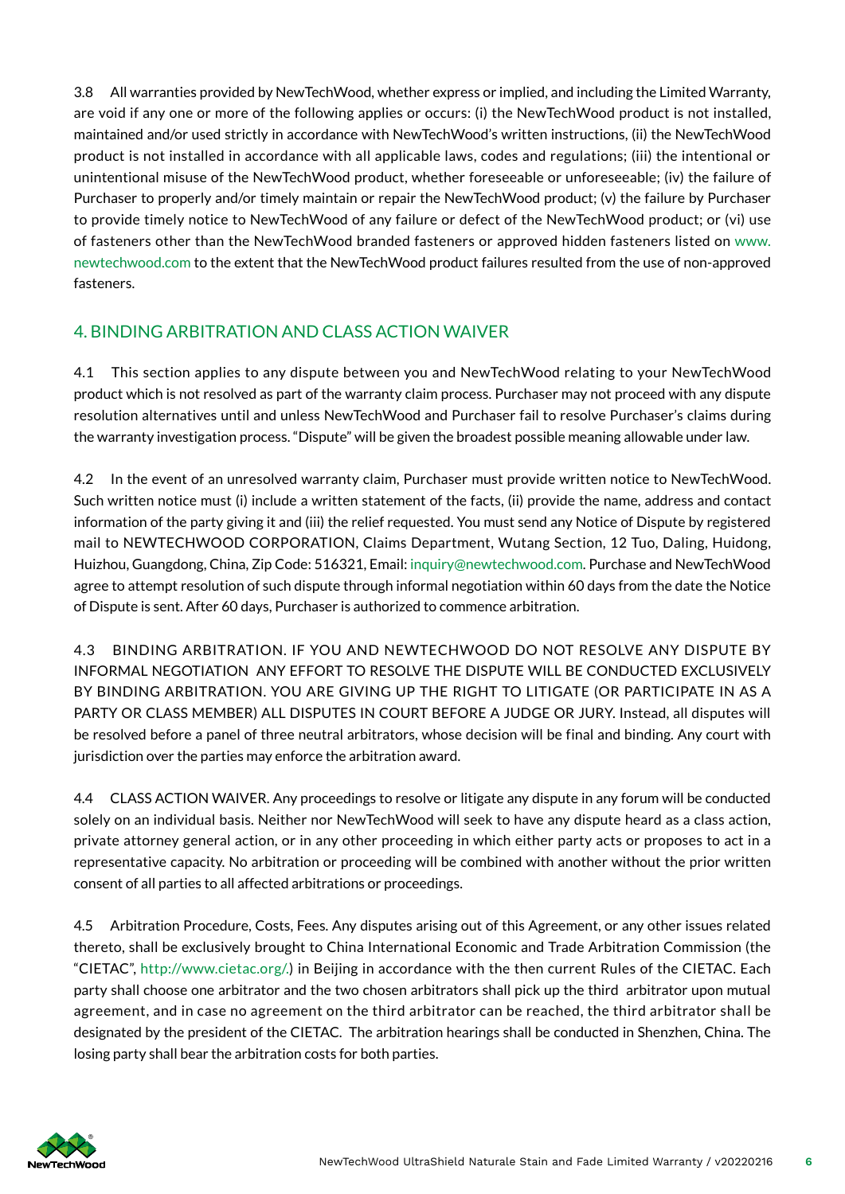3.8 All warranties provided by NewTechWood, whether express or implied, and including the Limited Warranty, are void if any one or more of the following applies or occurs: (i) the NewTechWood product is not installed, maintained and/or used strictly in accordance with NewTechWood's written instructions, (ii) the NewTechWood product is not installed in accordance with all applicable laws, codes and regulations; (iii) the intentional or unintentional misuse of the NewTechWood product, whether foreseeable or unforeseeable; (iv) the failure of Purchaser to properly and/or timely maintain or repair the NewTechWood product; (v) the failure by Purchaser to provide timely notice to NewTechWood of any failure or defect of the NewTechWood product; or (vi) use of fasteners other than the NewTechWood branded fasteners or approved hidden fasteners listed on www.newtechwood.com to the extent that the NewTechWood product failures resulted from the use of non-approved fasteners.

## 4. BINDING ARBITRATION AND CLASS ACTION WAIVER

4.1 This section applies to any dispute between you and NewTechWood relating to your NewTechWood product which is not resolved as part of the warranty claim process. Purchaser may not proceed with any dispute resolution alternatives until and unless NewTechWood and Purchaser fail to resolve Purchaser's claims during the warranty investigation process. "Dispute" will be given the broadest possible meaning allowable under law.

4.2 In the event of an unresolved warranty claim, Purchaser must provide written notice to NewTechWood. Such written notice must (i) include a written statement of the facts, (ii) provide the name, address and contact information of the party giving it and (iii) the relief requested. You must send any Notice of Dispute by registered mail to NEWTECHWOOD CORPORATION, Claims Department, Wutang Section, 12 Tuo, Daling, Huidong, Huizhou, Guangdong, China, Zip Code: 516321, Email: inquiry@newtechwood.com. Purchase and NewTechWood agree to attempt resolution of such dispute through informal negotiation within 60 days from the date the Notice of Dispute is sent. After 60 days, Purchaser is authorized to commence arbitration.

4.3 BINDING ARBITRATION. IF YOU AND NEWTECHWOOD DO NOT RESOLVE ANY DISPUTE BY INFORMAL NEGOTIATION ANY EFFORT TO RESOLVE THE DISPUTE WILL BE CONDUCTED EXCLUSIVELY BY BINDING ARBITRATION. YOU ARE GIVING UP THE RIGHT TO LITIGATE (OR PARTICIPATE IN AS A PARTY OR CLASS MEMBER) ALL DISPUTES IN COURT BEFORE A JUDGE OR JURY. Instead, all disputes will be resolved before a panel of three neutral arbitrators, whose decision will be final and binding. Any court with jurisdiction over the parties may enforce the arbitration award.

4.4 CLASS ACTION WAIVER. Any proceedings to resolve or litigate any dispute in any forum will be conducted solely on an individual basis. Neither nor NewTechWood will seek to have any dispute heard as a class action, private attorney general action, or in any other proceeding in which either party acts or proposes to act in a representative capacity. No arbitration or proceeding will be combined with another without the prior written consent of all parties to all affected arbitrations or proceedings.

4.5 Arbitration Procedure, Costs, Fees. Any disputes arising out of this Agreement, or any other issues related thereto, shall be exclusively brought to China International Economic and Trade Arbitration Commission (the "CIETAC", http://www.cietac.org/.) in Beijing in accordance with the then current Rules of the CIETAC. Each party shall choose one arbitrator and the two chosen arbitrators shall pick up the third arbitrator upon mutual agreement, and in case no agreement on the third arbitrator can be reached, the third arbitrator shall be designated by the president of the CIETAC. The arbitration hearings shall be conducted in Shenzhen, China. The losing party shall bear the arbitration costs for both parties.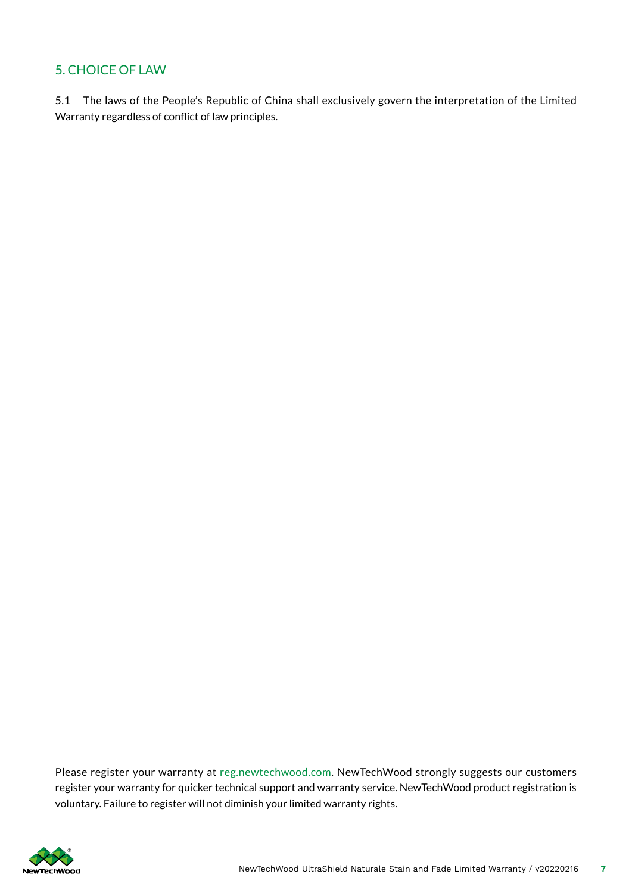## 5. CHOICE OF LAW

5.1 The laws of the People's Republic of China shall exclusively govern the interpretation of the Limited Warranty regardless of conflict of law principles.

Please register your warranty at reg.newtechwood.com. NewTechWood strongly suggests our customers register your warranty for quicker technical support and warranty service. NewTechWood product registration is voluntary. Failure to register will not diminish your limited warranty rights.